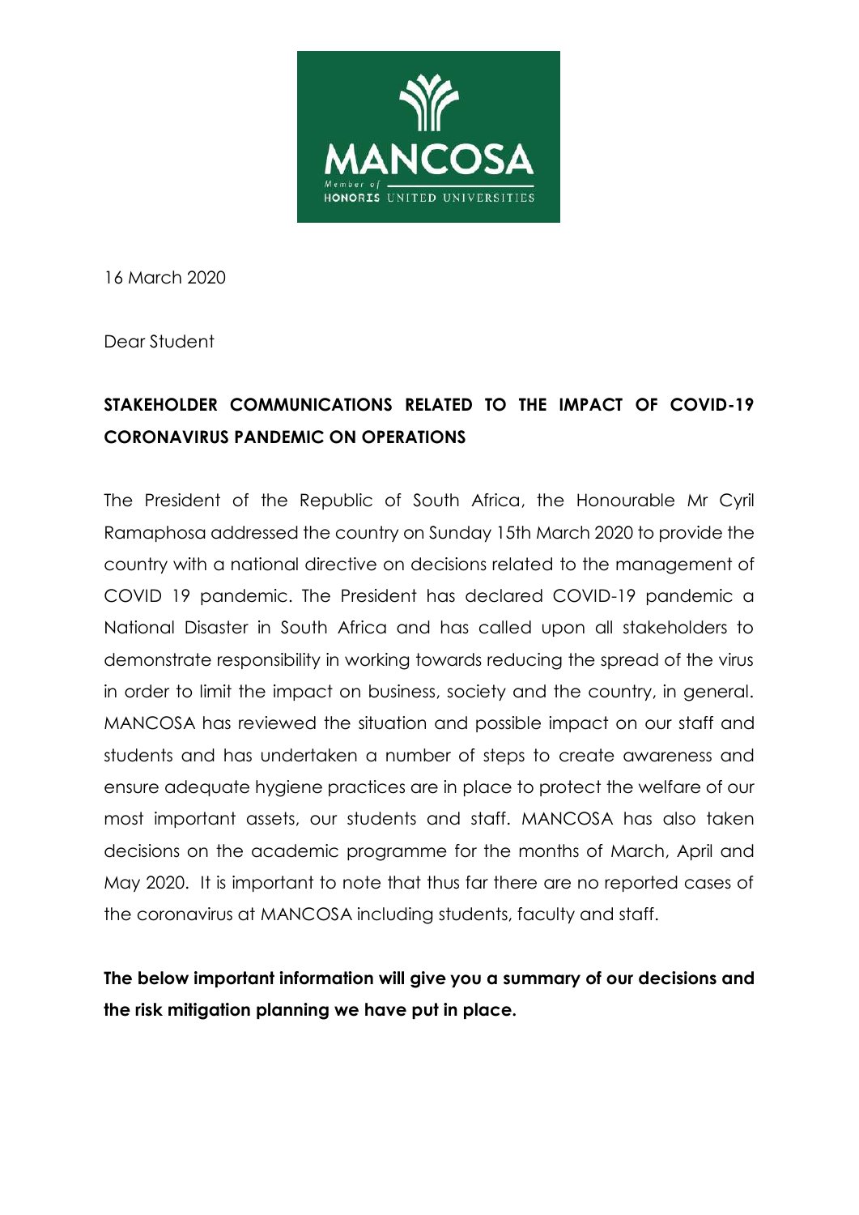16 March 2020

Dear Student

**STAKEHOLDER COMMUNICATIONS RELATED TO THE IMPACT OF COVID-19 CORONAVIRUS PANDEMIC ON OPERATIONS**

The President of the Republic of South Africa, the Honourable Mr Cyril Ramaphosa addressed the country on Sunday 15th March 2020 to provide the country with a national directive on decisions related to the management of COVID 19 pandemic. The President has declared COVID-19 pandemic a National Disaster in South Africa and has called upon all stakeholders to demonstrate responsibility in working towards reducing the spread of the virus in order to limit the impact on business, society and the country, in general. MANCOSA has reviewed the situation and possible impact on our staff and students and has undertaken a number of steps to create awareness and ensure adequate hygiene practices are in place to protect the welfare of our most important assets, our students and staff. MANCOSA has also taken decisions on the academic programme for the months of March, April and May 2020. It is important to note that thus far there are no reported cases of the coronavirus at MANCOSA including students, faculty and staff.

**The below important information will give you a summary of our decisions and the risk mitigation planning we have put in place.**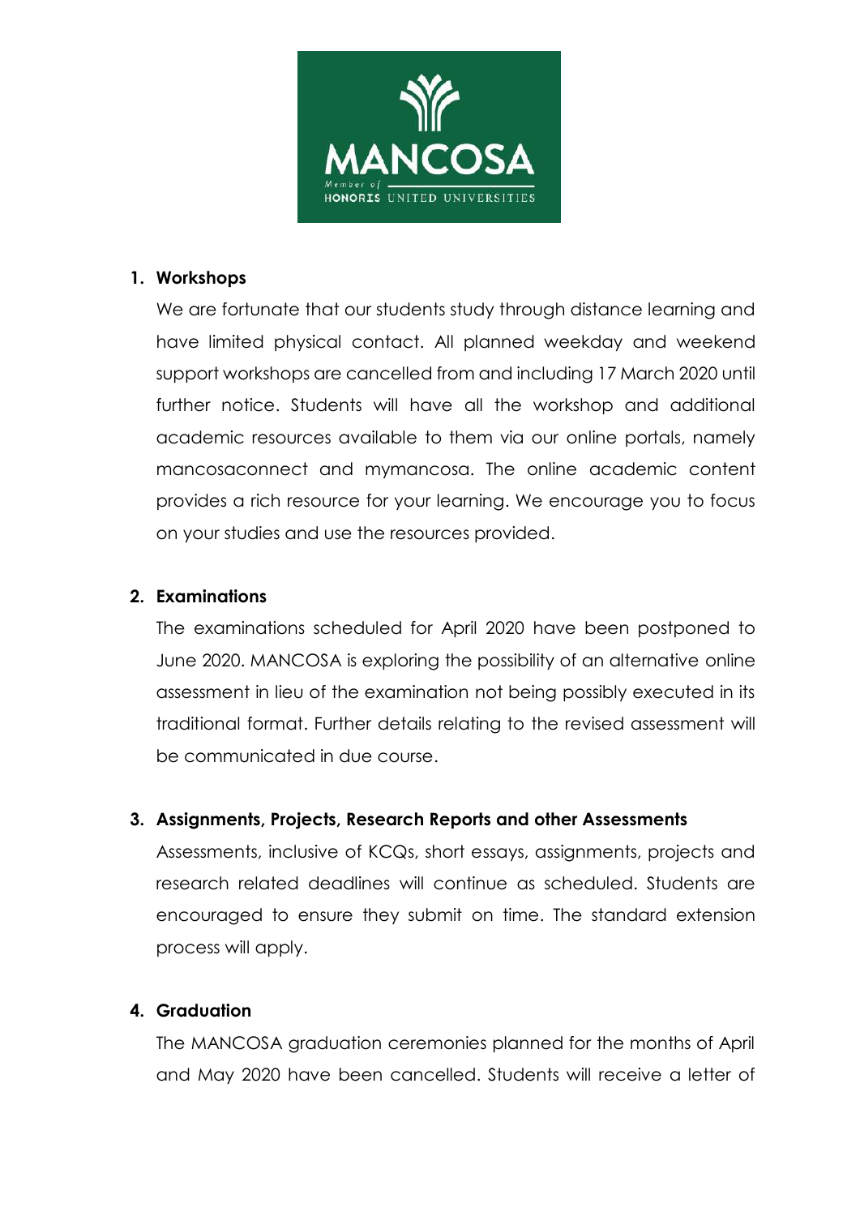1. **Workshops**

   We are fortunate that our students study through distance learning and have limited physical contact. All planned weekday and weekend support workshops are cancelled from and including 17 March 2020 until further notice. Students will have all the workshop and additional academic resources available to them via our online portals, namely mancosaconnect and mymancosa. The online academic content provides a rich resource for your learning. We encourage you to focus on your studies and use the resources provided.

2. **Examinations**

   The examinations scheduled for April 2020 have been postponed to June 2020. MANCOSA is exploring the possibility of an alternative online assessment in lieu of the examination not being possibly executed in its traditional format. Further details relating to the revised assessment will be communicated in due course.

3. **Assignments, Projects, Research Reports and other Assessments**

   Assessments, inclusive of KCQs, short essays, assignments, projects and research related deadlines will continue as scheduled. Students are encouraged to ensure they submit on time. The standard extension process will apply.

4. **Graduation**

   The MANCOSA graduation ceremonies planned for the months of April and May 2020 have been cancelled. Students will receive a letter of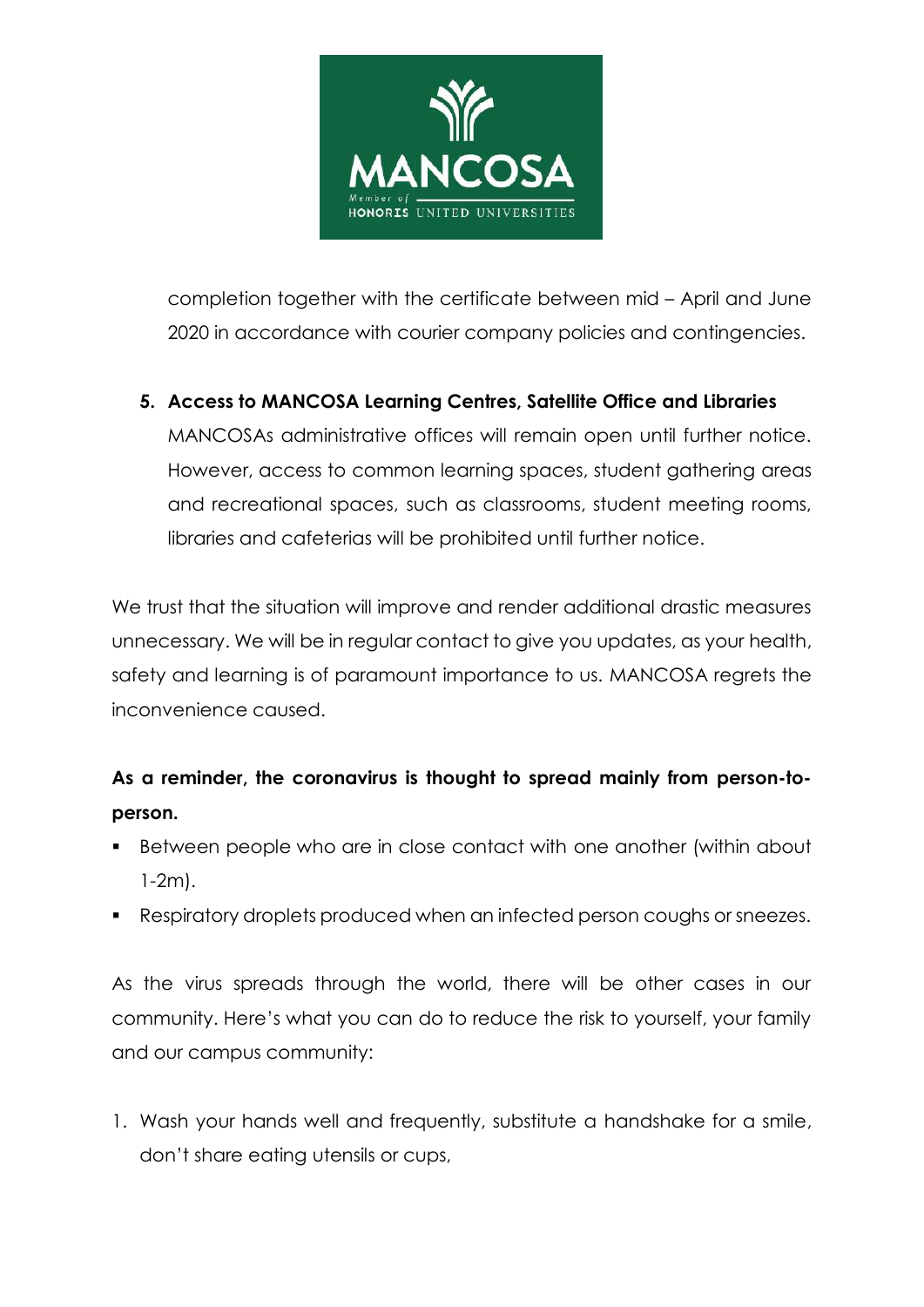completion together with the certificate between mid – April and June 2020 in accordance with courier company policies and contingencies.

5. **Access to MANCOSA Learning Centres, Satellite Office and Libraries**
   MANCOSAs administrative offices will remain open until further notice. However, access to common learning spaces, student gathering areas and recreational spaces, such as classrooms, student meeting rooms, libraries and cafeterias will be prohibited until further notice.

We trust that the situation will improve and render additional drastic measures unnecessary. We will be in regular contact to give you updates, as your health, safety and learning is of paramount importance to us. MANCOSA regrets the inconvenience caused.

**As a reminder, the coronavirus is thought to spread mainly from person-to-person.**

- Between people who are in close contact with one another (within about 1-2m).
- Respiratory droplets produced when an infected person coughs or sneezes.

As the virus spreads through the world, there will be other cases in our community. Here's what you can do to reduce the risk to yourself, your family and our campus community:

1. Wash your hands well and frequently, substitute a handshake for a smile, don't share eating utensils or cups,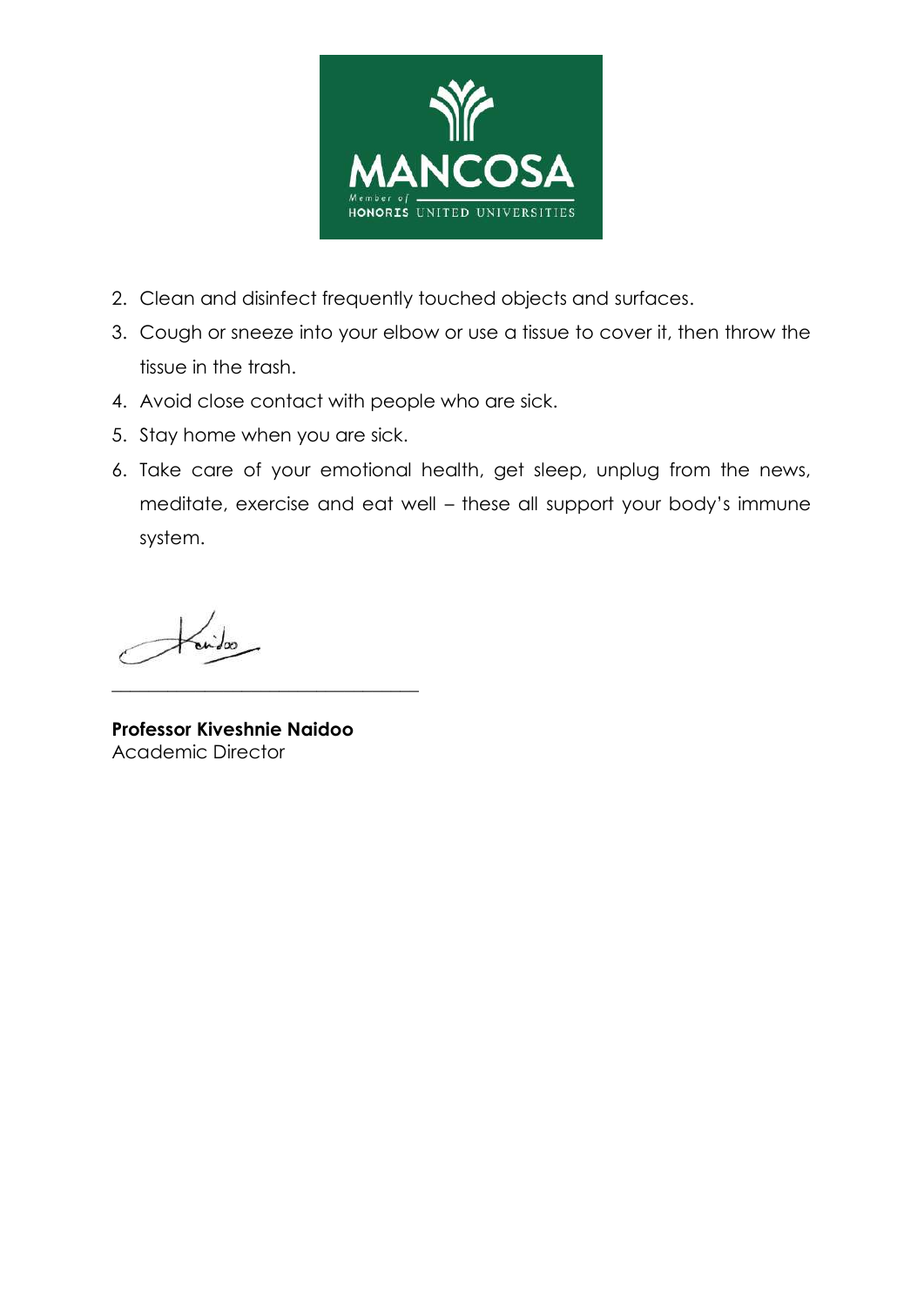2. Clean and disinfect frequently touched objects and surfaces.
3. Cough or sneeze into your elbow or use a tissue to cover it, then throw the tissue in the trash.
4. Avoid close contact with people who are sick.
5. Stay home when you are sick.
6. Take care of your emotional health, get sleep, unplug from the news, meditate, exercise and eat well – these all support your body's immune system.

\_\_\_\_\_\_\_\_\_\_\_\_\_\_\_\_\_\_\_\_\_\_\_\_\_\_\_\_\_\_\_\_\_\_

**Professor Kiveshnie Naidoo**
Academic Director